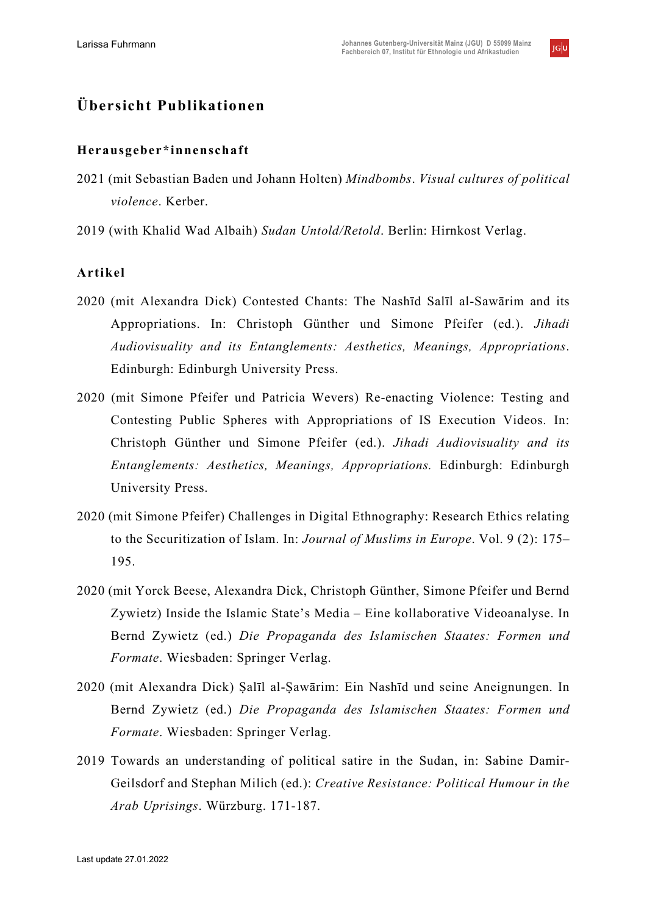# Übersicht Publikationen

## Herausgeber*innenschaft

2021 (mit Sebastian Baden und Johann Holten) *Mindbombs*. *Visual cultures of political violence*. Kerber.

2019 (with Khalid Wad Albaih) *Sudan Untold/Retold*. Berlin: Hirnkost Verlag.

## Artikel

2020 (mit Alexandra Dick) Contested Chants: The Nashīd Salīl al-Sawārim and its Appropriations. In: Christoph Günther und Simone Pfeifer (ed.). *Jihadi Audiovisuality and its Entanglements: Aesthetics, Meanings, Appropriations*. Edinburgh: Edinburgh University Press.

2020 (mit Simone Pfeifer und Patricia Wevers) Re-enacting Violence: Testing and Contesting Public Spheres with Appropriations of IS Execution Videos. In: Christoph Günther und Simone Pfeifer (ed.). *Jihadi Audiovisuality and its Entanglements: Aesthetics, Meanings, Appropriations.* Edinburgh: Edinburgh University Press.

2020 (mit Simone Pfeifer) Challenges in Digital Ethnography: Research Ethics relating to the Securitization of Islam. In: *Journal of Muslims in Europe*. Vol. 9 (2): 175–195.

2020 (mit Yorck Beese, Alexandra Dick, Christoph Günther, Simone Pfeifer und Bernd Zywietz) Inside the Islamic State's Media – Eine kollaborative Videoanalyse. In Bernd Zywietz (ed.) *Die Propaganda des Islamischen Staates: Formen und Formate*. Wiesbaden: Springer Verlag.

2020 (mit Alexandra Dick) Ṣalīl al-Ṣawārim: Ein Nashīd und seine Aneignungen. In Bernd Zywietz (ed.) *Die Propaganda des Islamischen Staates: Formen und Formate*. Wiesbaden: Springer Verlag.

2019 Towards an understanding of political satire in the Sudan, in: Sabine Damir-Geilsdorf and Stephan Milich (ed.): *Creative Resistance: Political Humour in the Arab Uprisings*. Würzburg. 171-187.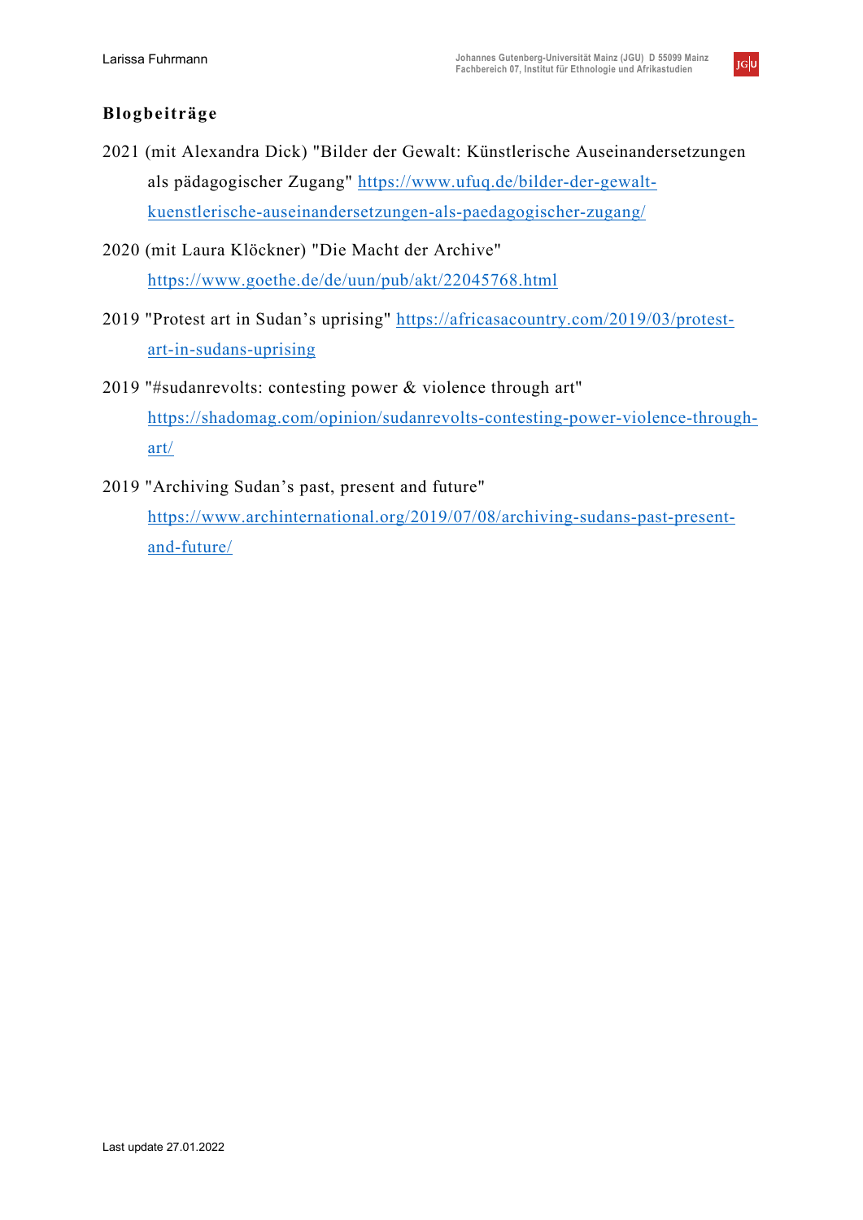## Blogbeiträge

2021 (mit Alexandra Dick) "Bilder der Gewalt: Künstlerische Auseinandersetzungen als pädagogischer Zugang" https://www.ufuq.de/bilder-der-gewalt-kuenstlerische-auseinandersetzungen-als-paedagogischer-zugang/

2020 (mit Laura Klöckner) "Die Macht der Archive" https://www.goethe.de/de/uun/pub/akt/22045768.html

2019 "Protest art in Sudan's uprising" https://africasacountry.com/2019/03/protest-art-in-sudans-uprising

2019 "#sudanrevolts: contesting power & violence through art" https://shadomag.com/opinion/sudanrevolts-contesting-power-violence-through-art/

2019 "Archiving Sudan's past, present and future" https://www.archinternational.org/2019/07/08/archiving-sudans-past-present-and-future/

Last update 27.01.2022